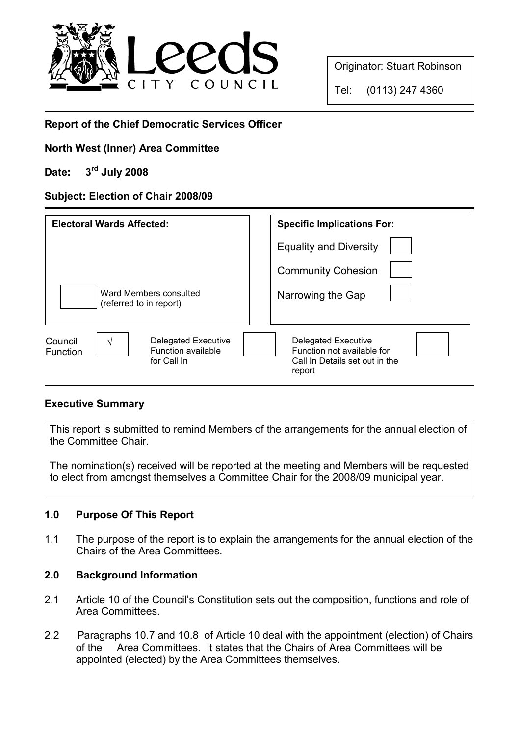Leeds CITY COUNCIL

Originator: Stuart Robinson

Tel: (0113) 247 4360

**Report of the Chief Democratic Services Officer**

**North West (Inner) Area Committee**

**Date: 3rd July 2008**

**Subject: Election of Chair 2008/09**

| Electoral Wards Affected: | Specific Implications For: | |
|---|---|---|
| | Equality and Diversity | ☐ |
| | Community Cohesion | ☐ |
| ☐ Ward Members consulted (referred to in report) | Narrowing the Gap | ☐ |

| Council Function | √ | Delegated Executive Function available for Call In | ☐ | Delegated Executive Function not available for Call In Details set out in the report | ☐ |
|---|---|---|---|---|---|

## Executive Summary

This report is submitted to remind Members of the arrangements for the annual election of the Committee Chair.

The nomination(s) received will be reported at the meeting and Members will be requested to elect from amongst themselves a Committee Chair for the 2008/09 municipal year.

## 1.0 Purpose Of This Report

1.1 The purpose of the report is to explain the arrangements for the annual election of the Chairs of the Area Committees.

## 2.0 Background Information

2.1 Article 10 of the Council's Constitution sets out the composition, functions and role of Area Committees.

2.2 Paragraphs 10.7 and 10.8 of Article 10 deal with the appointment (election) of Chairs of the Area Committees. It states that the Chairs of Area Committees will be appointed (elected) by the Area Committees themselves.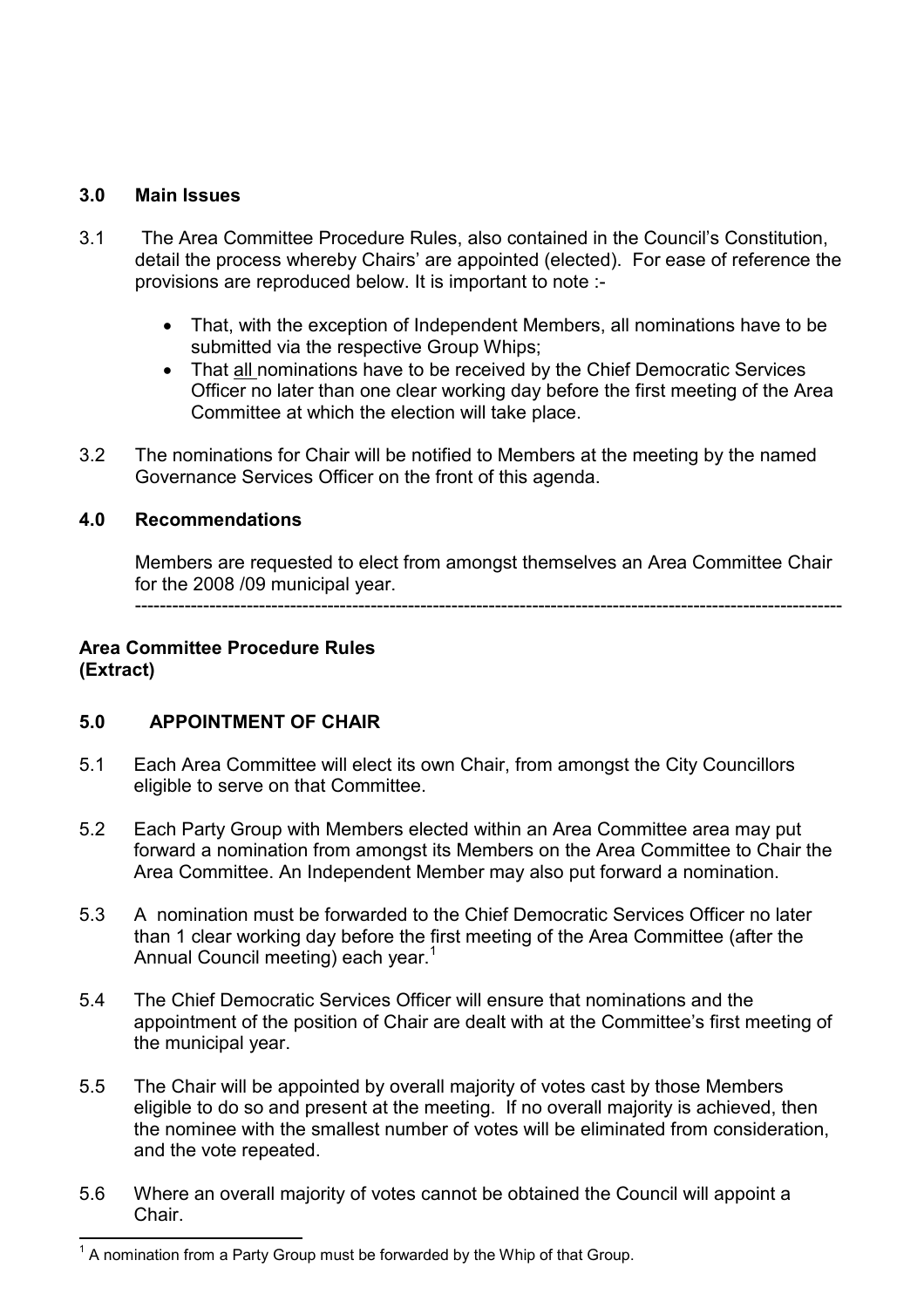### 3.0 Main Issues

3.1 The Area Committee Procedure Rules, also contained in the Council's Constitution, detail the process whereby Chairs' are appointed (elected). For ease of reference the provisions are reproduced below. It is important to note :-

- That, with the exception of Independent Members, all nominations have to be submitted via the respective Group Whips;
- That all nominations have to be received by the Chief Democratic Services Officer no later than one clear working day before the first meeting of the Area Committee at which the election will take place.

3.2 The nominations for Chair will be notified to Members at the meeting by the named Governance Services Officer on the front of this agenda.

### 4.0 Recommendations

Members are requested to elect from amongst themselves an Area Committee Chair for the 2008 /09 municipal year.

---

**Area Committee Procedure Rules**
**(Extract)**

### 5.0 APPOINTMENT OF CHAIR

5.1 Each Area Committee will elect its own Chair, from amongst the City Councillors eligible to serve on that Committee.

5.2 Each Party Group with Members elected within an Area Committee area may put forward a nomination from amongst its Members on the Area Committee to Chair the Area Committee. An Independent Member may also put forward a nomination.

5.3 A nomination must be forwarded to the Chief Democratic Services Officer no later than 1 clear working day before the first meeting of the Area Committee (after the Annual Council meeting) each year.[1]

5.4 The Chief Democratic Services Officer will ensure that nominations and the appointment of the position of Chair are dealt with at the Committee's first meeting of the municipal year.

5.5 The Chair will be appointed by overall majority of votes cast by those Members eligible to do so and present at the meeting. If no overall majority is achieved, then the nominee with the smallest number of votes will be eliminated from consideration, and the vote repeated.

5.6 Where an overall majority of votes cannot be obtained the Council will appoint a Chair.

[1] A nomination from a Party Group must be forwarded by the Whip of that Group.